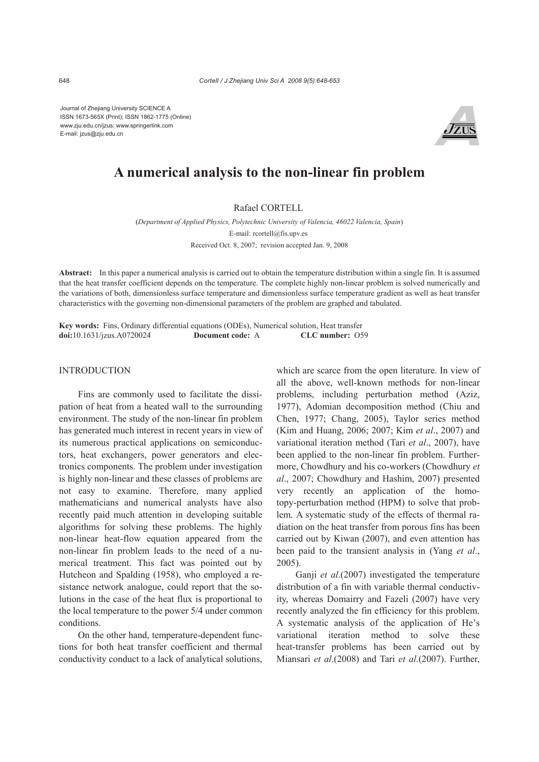Journal of Zhejiang University SCIENCE A
ISSN 1673-565X (Print); ISSN 1862-1775 (Online)
www.zju.edu.cn/jzus; www.springerlink.com
E-mail: jzus@zju.edu.cn

# A numerical analysis to the non-linear fin problem

Rafael CORTELL

(*Department of Applied Physics, Polytechnic University of Valencia, 46022 Valencia, Spain*)
E-mail: rcortell@fis.upv.es
Received Oct. 8, 2007; revision accepted Jan. 9, 2008

**Abstract:** In this paper a numerical analysis is carried out to obtain the temperature distribution within a single fin. It is assumed that the heat transfer coefficient depends on the temperature. The complete highly non-linear problem is solved numerically and the variations of both, dimensionless surface temperature and dimensionless surface temperature gradient as well as heat transfer characteristics with the governing non-dimensional parameters of the problem are graphed and tabulated.

**Key words:** Fins, Ordinary differential equations (ODEs), Numerical solution, Heat transfer
**doi:**10.1631/jzus.A0720024 **Document code:** A **CLC number:** O59

## INTRODUCTION

Fins are commonly used to facilitate the dissipation of heat from a heated wall to the surrounding environment. The study of the non-linear fin problem has generated much interest in recent years in view of its numerous practical applications on semiconductors, heat exchangers, power generators and electronics components. The problem under investigation is highly non-linear and these classes of problems are not easy to examine. Therefore, many applied mathematicians and numerical analysts have also recently paid much attention in developing suitable algorithms for solving these problems. The highly non-linear heat-flow equation appeared from the non-linear fin problem leads to the need of a numerical treatment. This fact was pointed out by Hutcheon and Spalding (1958), who employed a resistance network analogue, could report that the solutions in the case of the heat flux is proportional to the local temperature to the power 5/4 under common conditions.

On the other hand, temperature-dependent functions for both heat transfer coefficient and thermal conductivity conduct to a lack of analytical solutions, which are scarce from the open literature. In view of all the above, well-known methods for non-linear problems, including perturbation method (Aziz, 1977), Adomian decomposition method (Chiu and Chen, 1977; Chang, 2005), Taylor series method (Kim and Huang, 2006; 2007; Kim *et al*., 2007) and variational iteration method (Tari *et al*., 2007), have been applied to the non-linear fin problem. Furthermore, Chowdhury and his co-workers (Chowdhury *et al*., 2007; Chowdhury and Hashim, 2007) presented very recently an application of the homotopy-perturbation method (HPM) to solve that problem. A systematic study of the effects of thermal radiation on the heat transfer from porous fins has been carried out by Kiwan (2007), and even attention has been paid to the transient analysis in (Yang *et al*., 2005).

Ganji *et al*.(2007) investigated the temperature distribution of a fin with variable thermal conductivity, whereas Domairry and Fazeli (2007) have very recently analyzed the fin efficiency for this problem. A systematic analysis of the application of He's variational iteration method to solve these heat-transfer problems has been carried out by Miansari *et al*.(2008) and Tari *et al*.(2007). Further,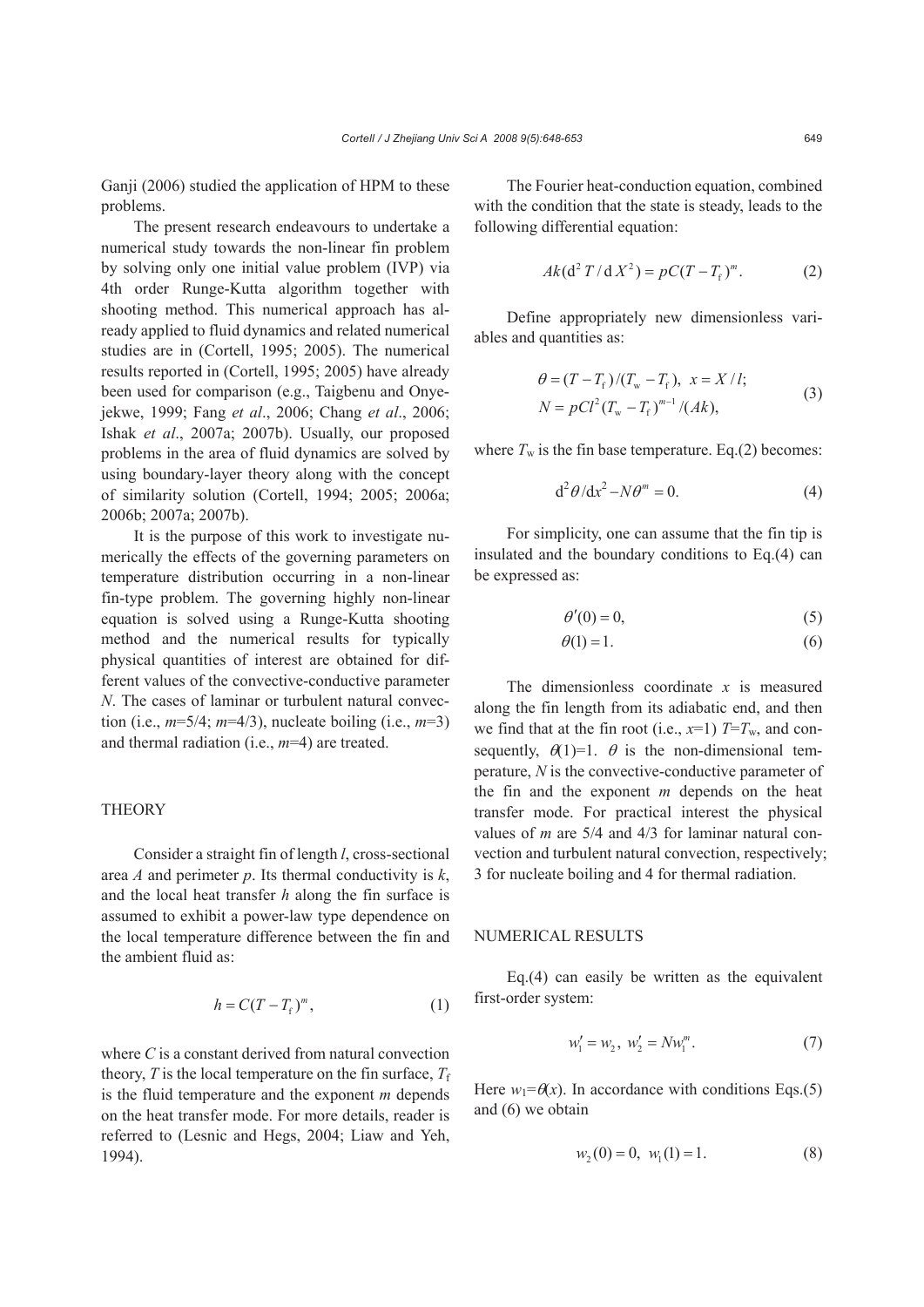Ganji (2006) studied the application of HPM to these problems.

The present research endeavours to undertake a numerical study towards the non-linear fin problem by solving only one initial value problem (IVP) via 4th order Runge-Kutta algorithm together with shooting method. This numerical approach has already applied to fluid dynamics and related numerical studies are in (Cortell, 1995; 2005). The numerical results reported in (Cortell, 1995; 2005) have already been used for comparison (e.g., Taigbenu and Onyejekwe, 1999; Fang *et al*., 2006; Chang *et al*., 2006; Ishak *et al*., 2007a; 2007b). Usually, our proposed problems in the area of fluid dynamics are solved by using boundary-layer theory along with the concept of similarity solution (Cortell, 1994; 2005; 2006a; 2006b; 2007a; 2007b).

It is the purpose of this work to investigate numerically the effects of the governing parameters on temperature distribution occurring in a non-linear fin-type problem. The governing highly non-linear equation is solved using a Runge-Kutta shooting method and the numerical results for typically physical quantities of interest are obtained for different values of the convective-conductive parameter $N$. The cases of laminar or turbulent natural convection (i.e., $m$=5/4; $m$=4/3), nucleate boiling (i.e., $m$=3) and thermal radiation (i.e., $m$=4) are treated.

## THEORY

Consider a straight fin of length $l$, cross-sectional area $A$ and perimeter $p$. Its thermal conductivity is $k$, and the local heat transfer $h$ along the fin surface is assumed to exhibit a power-law type dependence on the local temperature difference between the fin and the ambient fluid as:

$$h = C(T - T_{\mathrm{f}})^m, \tag{1}$$

where $C$ is a constant derived from natural convection theory, $T$ is the local temperature on the fin surface, $T_{\mathrm{f}}$ is the fluid temperature and the exponent $m$ depends on the heat transfer mode. For more details, reader is referred to (Lesnic and Hegs, 2004; Liaw and Yeh, 1994).

The Fourier heat-conduction equation, combined with the condition that the state is steady, leads to the following differential equation:

$$Ak(\mathrm{d}^2 T / \mathrm{d} X^2) = pC(T - T_{\mathrm{f}})^m. \tag{2}$$

Define appropriately new dimensionless variables and quantities as:

$$\theta = (T - T_{\mathrm{f}})/(T_{\mathrm{w}} - T_{\mathrm{f}}),\ x = X/l; \\ N = pCl^2(T_{\mathrm{w}} - T_{\mathrm{f}})^{m-1}/(Ak), \tag{3}$$

where $T_{\mathrm{w}}$ is the fin base temperature. Eq.(2) becomes:

$$\mathrm{d}^2\theta/\mathrm{d}x^2 - N\theta^m = 0. \tag{4}$$

For simplicity, one can assume that the fin tip is insulated and the boundary conditions to Eq.(4) can be expressed as:

$$\theta'(0) = 0, \tag{5}$$

$$\theta(1) = 1. \tag{6}$$

The dimensionless coordinate $x$ is measured along the fin length from its adiabatic end, and then we find that at the fin root (i.e., $x$=1) $T$=$T_{\mathrm{w}}$, and consequently, $\theta(1)$=1. $\theta$ is the non-dimensional temperature, $N$ is the convective-conductive parameter of the fin and the exponent $m$ depends on the heat transfer mode. For practical interest the physical values of $m$ are 5/4 and 4/3 for laminar natural convection and turbulent natural convection, respectively; 3 for nucleate boiling and 4 for thermal radiation.

## NUMERICAL RESULTS

Eq.(4) can easily be written as the equivalent first-order system:

$$w_1' = w_2,\ w_2' = Nw_1^m. \tag{7}$$

Here $w_1$=$\theta(x)$. In accordance with conditions Eqs.(5) and (6) we obtain

$$w_2(0) = 0,\ w_1(1) = 1. \tag{8}$$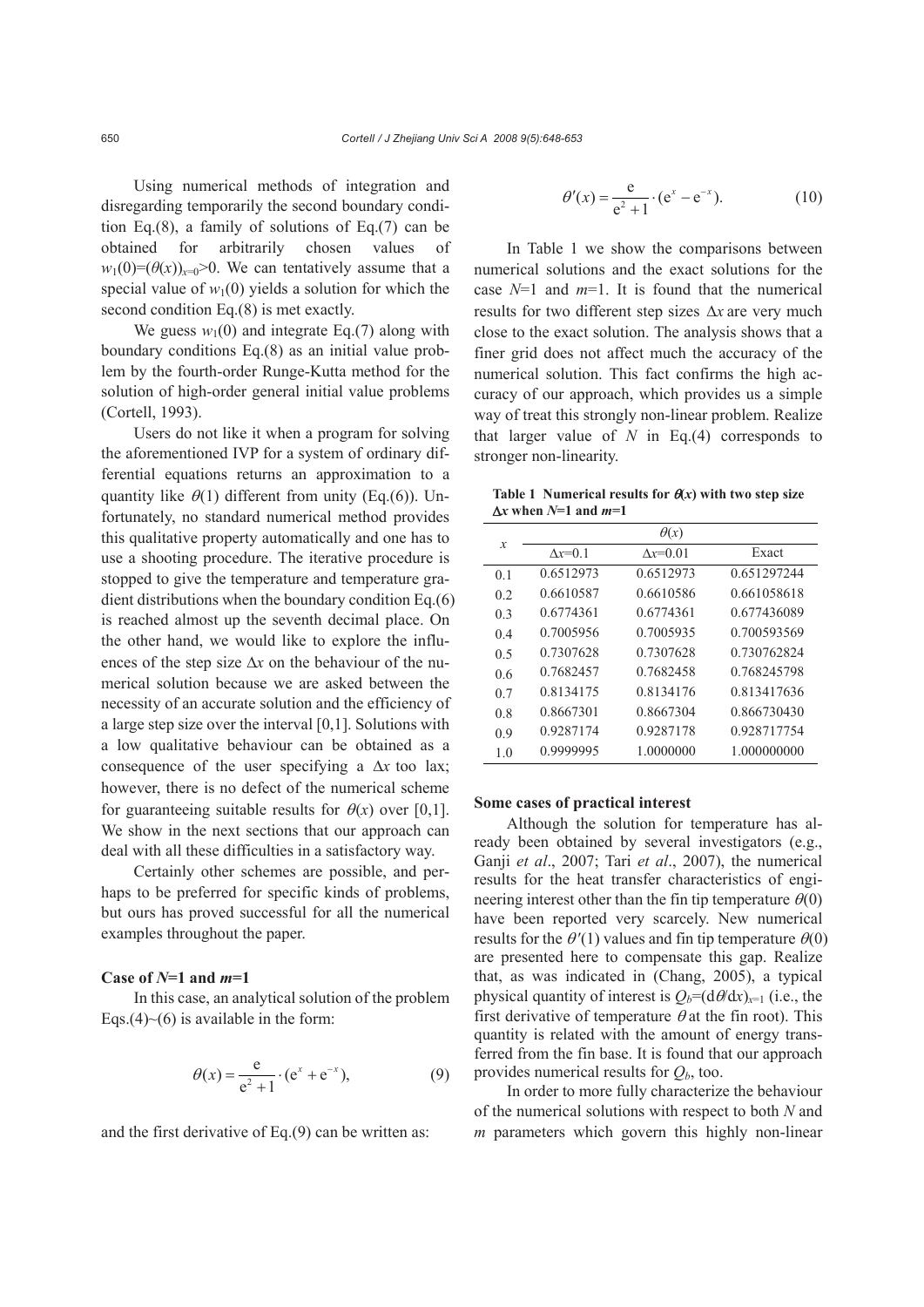Using numerical methods of integration and disregarding temporarily the second boundary condition Eq.(8), a family of solutions of Eq.(7) can be obtained for arbitrarily chosen values of $w_1(0)=(\theta(x))_{x=0}>0$. We can tentatively assume that a special value of $w_1(0)$ yields a solution for which the second condition Eq.(8) is met exactly.

We guess $w_1(0)$ and integrate Eq.(7) along with boundary conditions Eq.(8) as an initial value problem by the fourth-order Runge-Kutta method for the solution of high-order general initial value problems (Cortell, 1993).

Users do not like it when a program for solving the aforementioned IVP for a system of ordinary differential equations returns an approximation to a quantity like $\theta(1)$ different from unity (Eq.(6)). Unfortunately, no standard numerical method provides this qualitative property automatically and one has to use a shooting procedure. The iterative procedure is stopped to give the temperature and temperature gradient distributions when the boundary condition Eq.(6) is reached almost up the seventh decimal place. On the other hand, we would like to explore the influences of the step size $\Delta x$ on the behaviour of the numerical solution because we are asked between the necessity of an accurate solution and the efficiency of a large step size over the interval [0,1]. Solutions with a low qualitative behaviour can be obtained as a consequence of the user specifying a $\Delta x$ too lax; however, there is no defect of the numerical scheme for guaranteeing suitable results for $\theta(x)$ over [0,1]. We show in the next sections that our approach can deal with all these difficulties in a satisfactory way.

Certainly other schemes are possible, and perhaps to be preferred for specific kinds of problems, but ours has proved successful for all the numerical examples throughout the paper.

### Case of $N$=1 and $m$=1

In this case, an analytical solution of the problem Eqs.(4)~(6) is available in the form:

$$\theta(x) = \frac{\mathrm{e}}{\mathrm{e}^2 + 1} \cdot (\mathrm{e}^x + \mathrm{e}^{-x}), \tag{9}$$

and the first derivative of Eq.(9) can be written as:

$$\theta'(x) = \frac{\mathrm{e}}{\mathrm{e}^2 + 1} \cdot (\mathrm{e}^x - \mathrm{e}^{-x}). \tag{10}$$

In Table 1 we show the comparisons between numerical solutions and the exact solutions for the case $N$=1 and $m$=1. It is found that the numerical results for two different step sizes $\Delta x$ are very much close to the exact solution. The analysis shows that a finer grid does not affect much the accuracy of the numerical solution. This fact confirms the high accuracy of our approach, which provides us a simple way of treat this strongly non-linear problem. Realize that larger value of $N$ in Eq.(4) corresponds to stronger non-linearity.

**Table 1 Numerical results for $\theta(x)$ with two step size $\Delta x$ when $N$=1 and $m$=1**

| $x$ | $\theta(x)$ | | |
|---|---|---|---|
| | $\Delta x$=0.1 | $\Delta x$=0.01 | Exact |
| 0.1 | 0.6512973 | 0.6512973 | 0.651297244 |
| 0.2 | 0.6610587 | 0.6610586 | 0.661058618 |
| 0.3 | 0.6774361 | 0.6774361 | 0.677436089 |
| 0.4 | 0.7005956 | 0.7005935 | 0.700593569 |
| 0.5 | 0.7307628 | 0.7307628 | 0.730762824 |
| 0.6 | 0.7682457 | 0.7682458 | 0.768245798 |
| 0.7 | 0.8134175 | 0.8134176 | 0.813417636 |
| 0.8 | 0.8667301 | 0.8667304 | 0.866730430 |
| 0.9 | 0.9287174 | 0.9287178 | 0.928717754 |
| 1.0 | 0.9999995 | 1.0000000 | 1.000000000 |

### Some cases of practical interest

Although the solution for temperature has already been obtained by several investigators (e.g., Ganji *et al*., 2007; Tari *et al*., 2007), the numerical results for the heat transfer characteristics of engineering interest other than the fin tip temperature $\theta(0)$ have been reported very scarcely. New numerical results for the $\theta'(1)$ values and fin tip temperature $\theta(0)$ are presented here to compensate this gap. Realize that, as was indicated in (Chang, 2005), a typical physical quantity of interest is $Q_b=(\mathrm{d}\theta/\mathrm{d}x)_{x=1}$ (i.e., the first derivative of temperature $\theta$ at the fin root). This quantity is related with the amount of energy transferred from the fin base. It is found that our approach provides numerical results for $Q_b$, too.

In order to more fully characterize the behaviour of the numerical solutions with respect to both $N$ and $m$ parameters which govern this highly non-linear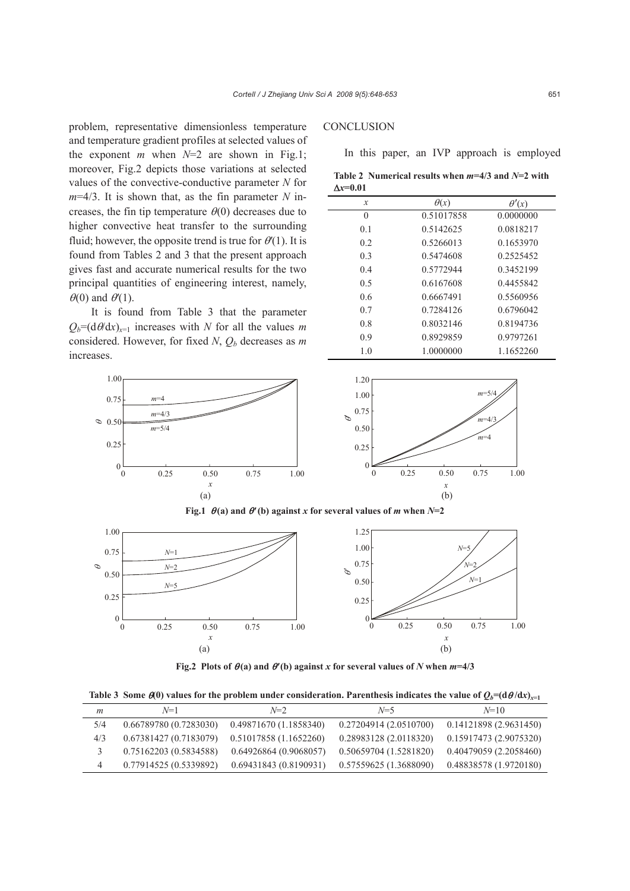problem, representative dimensionless temperature and temperature gradient profiles at selected values of the exponent $m$ when $N$=2 are shown in Fig.1; moreover, Fig.2 depicts those variations at selected values of the convective-conductive parameter $N$ for $m$=4/3. It is shown that, as the fin parameter $N$ increases, the fin tip temperature $\theta(0)$ decreases due to higher convective heat transfer to the surrounding fluid; however, the opposite trend is true for $\theta'(1)$. It is found from Tables 2 and 3 that the present approach gives fast and accurate numerical results for the two principal quantities of engineering interest, namely, $\theta(0)$ and $\theta'(1)$.

It is found from Table 3 that the parameter $Q_b=(d\theta/dx)_{x=1}$ increases with $N$ for all the values $m$ considered. However, for fixed $N$, $Q_b$ decreases as $m$ increases.

## CONCLUSION

In this paper, an IVP approach is employed

**Table 2 Numerical results when $m$=4/3 and $N$=2 with $\Delta x$=0.01**

| $x$ | $\theta(x)$ | $\theta'(x)$ |
|---|---|---|
| 0 | 0.51017858 | 0.0000000 |
| 0.1 | 0.5142625 | 0.0818217 |
| 0.2 | 0.5266013 | 0.1653970 |
| 0.3 | 0.5474608 | 0.2525452 |
| 0.4 | 0.5772944 | 0.3452199 |
| 0.5 | 0.6167608 | 0.4455842 |
| 0.6 | 0.6667491 | 0.5560956 |
| 0.7 | 0.7284126 | 0.6796042 |
| 0.8 | 0.8032146 | 0.8194736 |
| 0.9 | 0.8929859 | 0.9797261 |
| 1.0 | 1.0000000 | 1.1652260 |

**Fig.1 $\theta$(a) and $\theta'$(b) against $x$ for several values of $m$ when $N$=2**

**Fig.2 Plots of $\theta$(a) and $\theta'$(b) against $x$ for several values of $N$ when $m$=4/3**

**Table 3 Some $\theta(0)$ values for the problem under consideration. Parenthesis indicates the value of $Q_b=(d\theta/dx)_{x=1}$**

| $m$ | $N$=1 | $N$=2 | $N$=5 | $N$=10 |
|---|---|---|---|---|
| 5/4 | 0.66789780 (0.7283030) | 0.49871670 (1.1858340) | 0.27204914 (2.0510700) | 0.14121898 (2.9631450) |
| 4/3 | 0.67381427 (0.7183079) | 0.51017858 (1.1652260) | 0.28983128 (2.0118320) | 0.15917473 (2.9075320) |
| 3 | 0.75162203 (0.5834588) | 0.64926864 (0.9068057) | 0.50659704 (1.5281820) | 0.40479059 (2.2058460) |
| 4 | 0.77914525 (0.5339892) | 0.69431843 (0.8190931) | 0.57559625 (1.3688090) | 0.48838578 (1.9720180) |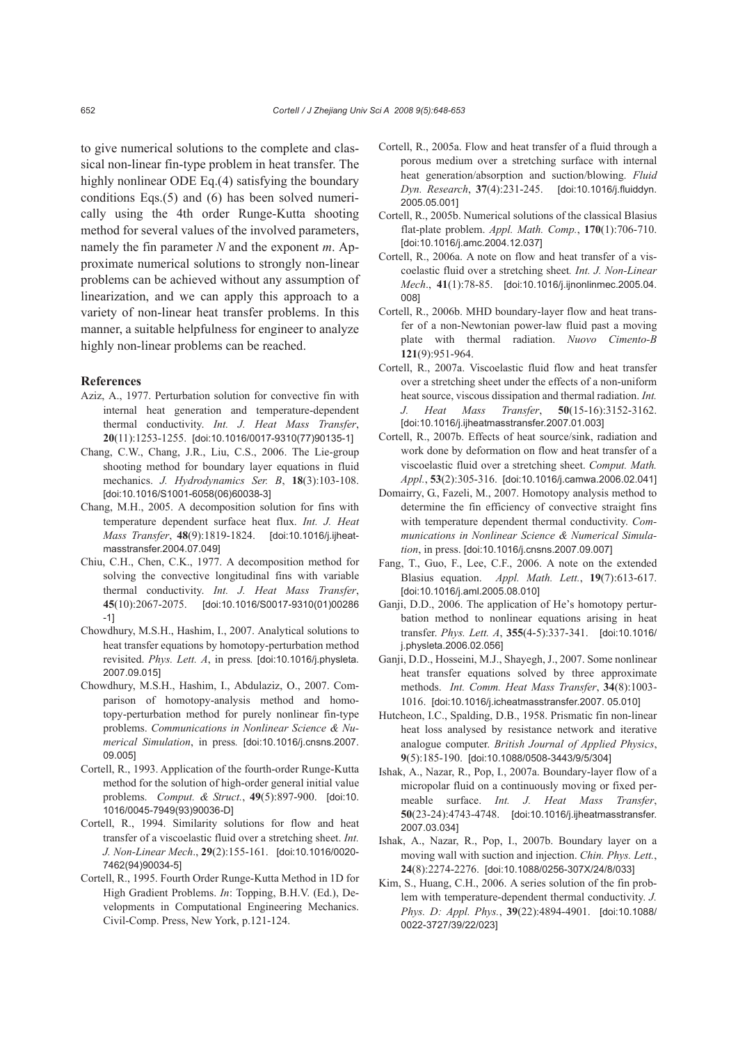to give numerical solutions to the complete and classical non-linear fin-type problem in heat transfer. The highly nonlinear ODE Eq.(4) satisfying the boundary conditions Eqs.(5) and (6) has been solved numerically using the 4th order Runge-Kutta shooting method for several values of the involved parameters, namely the fin parameter $N$ and the exponent $m$. Approximate numerical solutions to strongly non-linear problems can be achieved without any assumption of linearization, and we can apply this approach to a variety of non-linear heat transfer problems. In this manner, a suitable helpfulness for engineer to analyze highly non-linear problems can be reached.

## References

Aziz, A., 1977. Perturbation solution for convective fin with internal heat generation and temperature-dependent thermal conductivity. *Int. J. Heat Mass Transfer*, **20**(11):1253-1255. [doi:10.1016/0017-9310(77)90135-1]

Chang, C.W., Chang, J.R., Liu, C.S., 2006. The Lie-group shooting method for boundary layer equations in fluid mechanics. *J. Hydrodynamics Ser. B*, **18**(3):103-108. [doi:10.1016/S1001-6058(06)60038-3]

Chang, M.H., 2005. A decomposition solution for fins with temperature dependent surface heat flux. *Int. J. Heat Mass Transfer*, **48**(9):1819-1824. [doi:10.1016/j.ijheatmasstransfer.2004.07.049]

Chiu, C.H., Chen, C.K., 1977. A decomposition method for solving the convective longitudinal fins with variable thermal conductivity. *Int. J. Heat Mass Transfer*, **45**(10):2067-2075. [doi:10.1016/S0017-9310(01)00286-1]

Chowdhury, M.S.H., Hashim, I., 2007. Analytical solutions to heat transfer equations by homotopy-perturbation method revisited. *Phys. Lett. A*, in press. [doi:10.1016/j.physleta.2007.09.015]

Chowdhury, M.S.H., Hashim, I., Abdulaziz, O., 2007. Comparison of homotopy-analysis method and homotopy-perturbation method for purely nonlinear fin-type problems. *Communications in Nonlinear Science & Numerical Simulation*, in press. [doi:10.1016/j.cnsns.2007.09.005]

Cortell, R., 1993. Application of the fourth-order Runge-Kutta method for the solution of high-order general initial value problems. *Comput. & Struct.*, **49**(5):897-900. [doi:10.1016/0045-7949(93)90036-D]

Cortell, R., 1994. Similarity solutions for flow and heat transfer of a viscoelastic fluid over a stretching sheet. *Int. J. Non-Linear Mech*., **29**(2):155-161. [doi:10.1016/0020-7462(94)90034-5]

Cortell, R., 1995. Fourth Order Runge-Kutta Method in 1D for High Gradient Problems. *In*: Topping, B.H.V. (Ed.), Developments in Computational Engineering Mechanics. Civil-Comp. Press, New York, p.121-124.

Cortell, R., 2005a. Flow and heat transfer of a fluid through a porous medium over a stretching surface with internal heat generation/absorption and suction/blowing. *Fluid Dyn. Research*, **37**(4):231-245. [doi:10.1016/j.fluiddyn.2005.05.001]

Cortell, R., 2005b. Numerical solutions of the classical Blasius flat-plate problem. *Appl. Math. Comp.*, **170**(1):706-710. [doi:10.1016/j.amc.2004.12.037]

Cortell, R., 2006a. A note on flow and heat transfer of a viscoelastic fluid over a stretching sheet. *Int. J. Non-Linear Mech*., **41**(1):78-85. [doi:10.1016/j.ijnonlinmec.2005.04.008]

Cortell, R., 2006b. MHD boundary-layer flow and heat transfer of a non-Newtonian power-law fluid past a moving plate with thermal radiation. *Nuovo Cimento-B* **121**(9):951-964.

Cortell, R., 2007a. Viscoelastic fluid flow and heat transfer over a stretching sheet under the effects of a non-uniform heat source, viscous dissipation and thermal radiation. *Int. J. Heat Mass Transfer*, **50**(15-16):3152-3162. [doi:10.1016/j.ijheatmasstransfer.2007.01.003]

Cortell, R., 2007b. Effects of heat source/sink, radiation and work done by deformation on flow and heat transfer of a viscoelastic fluid over a stretching sheet. *Comput. Math. Appl.*, **53**(2):305-316. [doi:10.1016/j.camwa.2006.02.041]

Domairry, G., Fazeli, M., 2007. Homotopy analysis method to determine the fin efficiency of convective straight fins with temperature dependent thermal conductivity. *Communications in Nonlinear Science & Numerical Simulation*, in press. [doi:10.1016/j.cnsns.2007.09.007]

Fang, T., Guo, F., Lee, C.F., 2006. A note on the extended Blasius equation. *Appl. Math. Lett.*, **19**(7):613-617. [doi:10.1016/j.aml.2005.08.010]

Ganji, D.D., 2006. The application of He's homotopy perturbation method to nonlinear equations arising in heat transfer. *Phys. Lett. A*, **355**(4-5):337-341. [doi:10.1016/j.physleta.2006.02.056]

Ganji, D.D., Hosseini, M.J., Shayegh, J., 2007. Some nonlinear heat transfer equations solved by three approximate methods. *Int. Comm. Heat Mass Transfer*, **34**(8):1003-1016. [doi:10.1016/j.icheatmasstransfer.2007.05.010]

Hutcheon, I.C., Spalding, D.B., 1958. Prismatic fin non-linear heat loss analysed by resistance network and iterative analogue computer. *British Journal of Applied Physics*, **9**(5):185-190. [doi:10.1088/0508-3443/9/5/304]

Ishak, A., Nazar, R., Pop, I., 2007a. Boundary-layer flow of a micropolar fluid on a continuously moving or fixed permeable surface. *Int. J. Heat Mass Transfer*, **50**(23-24):4743-4748. [doi:10.1016/j.ijheatmasstransfer.2007.03.034]

Ishak, A., Nazar, R., Pop, I., 2007b. Boundary layer on a moving wall with suction and injection. *Chin. Phys. Lett.*, **24**(8):2274-2276. [doi:10.1088/0256-307X/24/8/033]

Kim, S., Huang, C.H., 2006. A series solution of the fin problem with temperature-dependent thermal conductivity. *J. Phys. D: Appl. Phys.*, **39**(22):4894-4901. [doi:10.1088/0022-3727/39/22/023]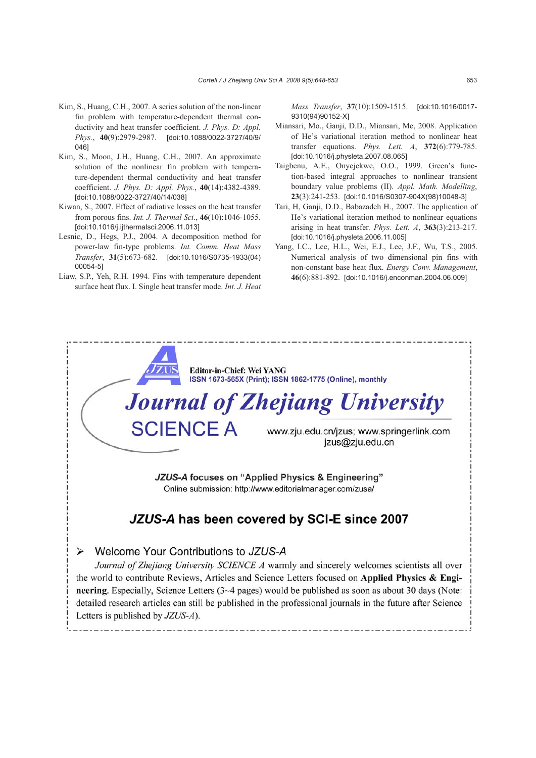Kim, S., Huang, C.H., 2007. A series solution of the non-linear fin problem with temperature-dependent thermal conductivity and heat transfer coefficient. *J. Phys. D: Appl. Phys.*, **40**(9):2979-2987. [doi:10.1088/0022-3727/40/9/046]

Kim, S., Moon, J.H., Huang, C.H., 2007. An approximate solution of the nonlinear fin problem with temperature-dependent thermal conductivity and heat transfer coefficient. *J. Phys. D: Appl. Phys.*, **40**(14):4382-4389. [doi:10.1088/0022-3727/40/14/038]

Kiwan, S., 2007. Effect of radiative losses on the heat transfer from porous fins. *Int. J. Thermal Sci.*, **46**(10):1046-1055. [doi:10.1016/j.ijthermalsci.2006.11.013]

Lesnic, D., Hegs, P.J., 2004. A decomposition method for power-law fin-type problems. *Int. Comm. Heat Mass Transfer*, **31**(5):673-682. [doi:10.1016/S0735-1933(04)00054-5]

Liaw, S.P., Yeh, R.H. 1994. Fins with temperature dependent surface heat flux. I. Single heat transfer mode. *Int. J. Heat Mass Transfer*, **37**(10):1509-1515. [doi:10.1016/0017-9310(94)90152-X]

Miansari, Mo., Ganji, D.D., Miansari, Me, 2008. Application of He's variational iteration method to nonlinear heat transfer equations. *Phys. Lett. A*, **372**(6):779-785. [doi:10.1016/j.physleta.2007.08.065]

Taigbenu, A.E., Onyejekwe, O.O., 1999. Green's function-based integral approaches to nonlinear transient boundary value problems (II). *Appl. Math. Modelling*, **23**(3):241-253. [doi:10.1016/S0307-904X(98)10048-3]

Tari, H, Ganji, D.D., Babazadeh H., 2007. The application of He's variational iteration method to nonlinear equations arising in heat transfer. *Phys. Lett. A*, **363**(3):213-217. [doi:10.1016/j.physleta.2006.11.005]

Yang, I.C., Lee, H.L., Wei, E.J., Lee, J.F., Wu, T.S., 2005. Numerical analysis of two dimensional pin fins with non-constant base heat flux. *Energy Conv. Management*, **46**(6):881-892. [doi:10.1016/j.enconman.2004.06.009]

---

JZUS

**Editor-in-Chief: Wei YANG**
ISSN 1673-565X (Print); ISSN 1862-1775 (Online), monthly

# *Journal of Zhejiang University* SCIENCE A

www.zju.edu.cn/jzus; www.springerlink.com
jzus@zju.edu.cn

***JZUS-A*** **focuses on "Applied Physics & Engineering"**
Online submission: http://www.editorialmanager.com/zusa/

## *JZUS-A* has been covered by SCI-E since 2007

➢ Welcome Your Contributions to *JZUS-A*

*Journal of Zhejiang University SCIENCE A* warmly and sincerely welcomes scientists all over the world to contribute Reviews, Articles and Science Letters focused on **Applied Physics & Engineering.** Especially, Science Letters (3~4 pages) would be published as soon as about 30 days (Note: detailed research articles can still be published in the professional journals in the future after Science Letters is published by *JZUS-A*).